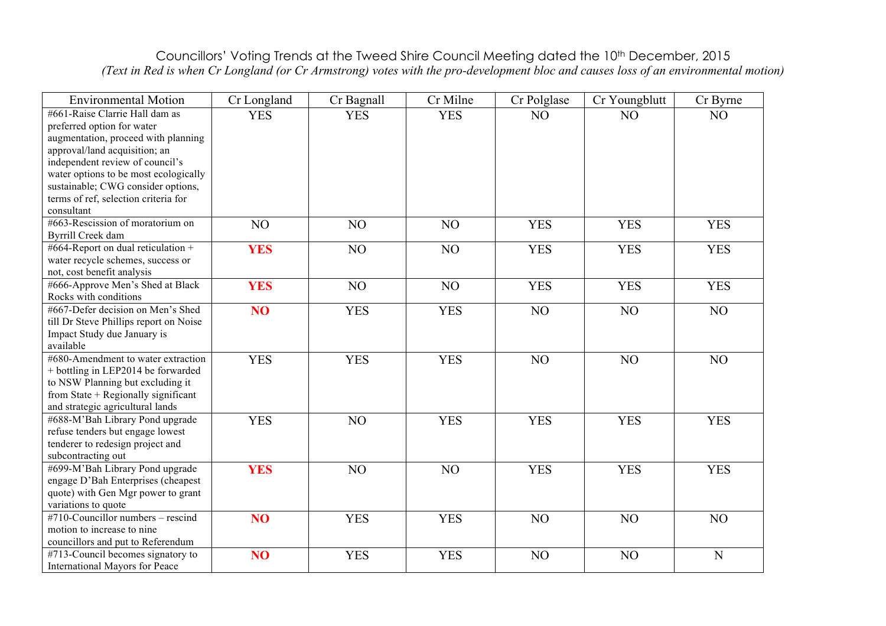Councillors' Voting Trends at the Tweed Shire Council Meeting dated the 10th December, 2015

*(Text in Red is when Cr Longland (or Cr Armstrong) votes with the pro-development bloc and causes loss of an environmental motion)*

| Environmental Motion | Cr Longland | Cr Bagnall | Cr Milne | Cr Polglase | Cr Youngblutt | Cr Byrne |
|---|---|---|---|---|---|---|
| #661-Raise Clarrie Hall dam as preferred option for water augmentation, proceed with planning approval/land acquisition; an independent review of council's water options to be most ecologically sustainable; CWG consider options, terms of ref, selection criteria for consultant | YES | YES | YES | NO | NO | NO |
| #663-Rescission of moratorium on Byrrill Creek dam | NO | NO | NO | YES | YES | YES |
| #664-Report on dual reticulation + water recycle schemes, success or not, cost benefit analysis | **YES** | NO | NO | YES | YES | YES |
| #666-Approve Men's Shed at Black Rocks with conditions | **YES** | NO | NO | YES | YES | YES |
| #667-Defer decision on Men's Shed till Dr Steve Phillips report on Noise Impact Study due January is available | **NO** | YES | YES | NO | NO | NO |
| #680-Amendment to water extraction + bottling in LEP2014 be forwarded to NSW Planning but excluding it from State + Regionally significant and strategic agricultural lands | YES | YES | YES | NO | NO | NO |
| #688-M'Bah Library Pond upgrade refuse tenders but engage lowest tenderer to redesign project and subcontracting out | YES | NO | YES | YES | YES | YES |
| #699-M'Bah Library Pond upgrade engage D'Bah Enterprises (cheapest quote) with Gen Mgr power to grant variations to quote | **YES** | NO | NO | YES | YES | YES |
| #710-Councillor numbers – rescind motion to increase to nine councillors and put to Referendum | **NO** | YES | YES | NO | NO | NO |
| #713-Council becomes signatory to International Mayors for Peace | **NO** | YES | YES | NO | NO | N |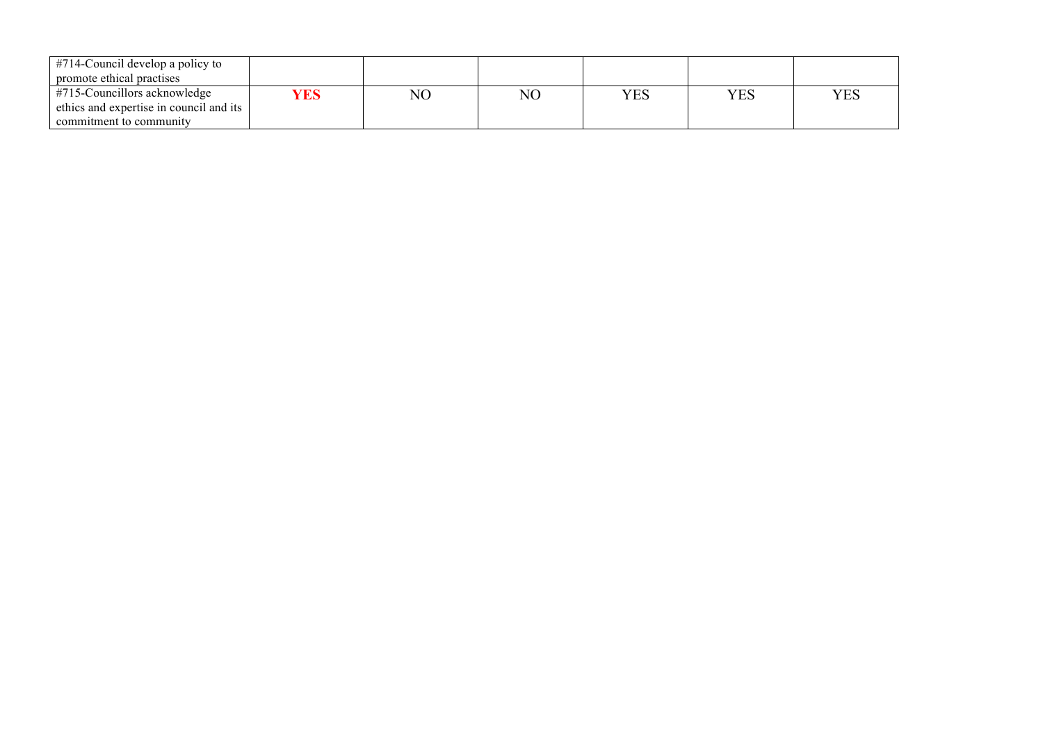| | | | | | | |
|---|---|---|---|---|---|---|
| #714-Council develop a policy to promote ethical practises | | | | | | |
| #715-Councillors acknowledge ethics and expertise in council and its commitment to community | **YES** | NO | NO | YES | YES | YES |